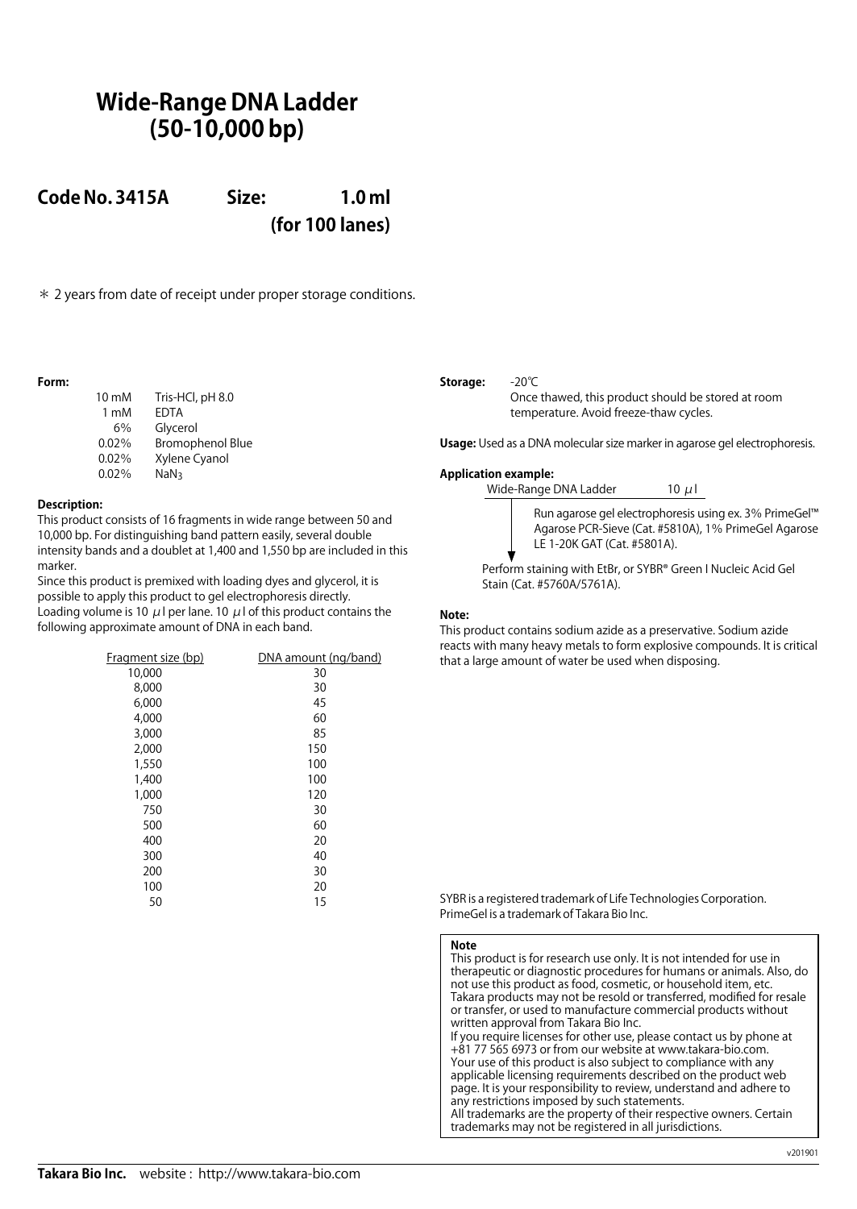# Wide-Range DNA Ladder (50-10,000 bp)

## Code No. 3415A Size: 1.0 ml (for 100 lanes)

＊ 2 years from date of receipt under proper storage conditions.

**Form:**

| | |
|---|---|
| 10 mM | Tris-HCl, pH 8.0 |
| 1 mM | EDTA |
| 6% | Glycerol |
| 0.02% | Bromophenol Blue |
| 0.02% | Xylene Cyanol |
| 0.02% | $NaN_3$ |

**Description:**

This product consists of 16 fragments in wide range between 50 and 10,000 bp. For distinguishing band pattern easily, several double intensity bands and a doublet at 1,400 and 1,550 bp are included in this marker.

Since this product is premixed with loading dyes and glycerol, it is possible to apply this product to gel electrophoresis directly.

Loading volume is 10 $\mu$l per lane. 10 $\mu$l of this product contains the following approximate amount of DNA in each band.

| Fragment size (bp) | DNA amount (ng/band) |
|---|---|
| 10,000 | 30 |
| 8,000 | 30 |
| 6,000 | 45 |
| 4,000 | 60 |
| 3,000 | 85 |
| 2,000 | 150 |
| 1,550 | 100 |
| 1,400 | 100 |
| 1,000 | 120 |
| 750 | 30 |
| 500 | 60 |
| 400 | 20 |
| 300 | 40 |
| 200 | 30 |
| 100 | 20 |
| 50 | 15 |

**Storage:** -20℃

Once thawed, this product should be stored at room temperature. Avoid freeze-thaw cycles.

**Usage:** Used as a DNA molecular size marker in agarose gel electrophoresis.

**Application example:**

Wide-Range DNA Ladder 10 $\mu$l

↓ Run agarose gel electrophoresis using ex. 3% PrimeGel™ Agarose PCR-Sieve (Cat. #5810A), 1% PrimeGel Agarose LE 1-20K GAT (Cat. #5801A).

Perform staining with EtBr, or SYBR® Green I Nucleic Acid Gel Stain (Cat. #5760A/5761A).

**Note:**

This product contains sodium azide as a preservative. Sodium azide reacts with many heavy metals to form explosive compounds. It is critical that a large amount of water be used when disposing.

SYBR is a registered trademark of Life Technologies Corporation.
PrimeGel is a trademark of Takara Bio Inc.

**Note**

This product is for research use only. It is not intended for use in therapeutic or diagnostic procedures for humans or animals. Also, do not use this product as food, cosmetic, or household item, etc.
Takara products may not be resold or transferred, modified for resale or transfer, or used to manufacture commercial products without written approval from Takara Bio Inc.
If you require licenses for other use, please contact us by phone at +81 77 565 6973 or from our website at www.takara-bio.com.
Your use of this product is also subject to compliance with any applicable licensing requirements described on the product web page. It is your responsibility to review, understand and adhere to any restrictions imposed by such statements.
All trademarks are the property of their respective owners. Certain trademarks may not be registered in all jurisdictions.

v201901

**Takara Bio Inc.** website : http://www.takara-bio.com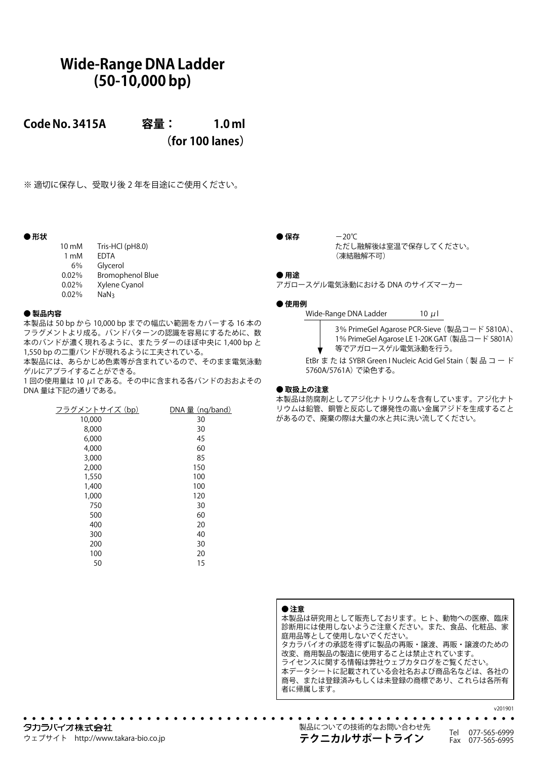# Wide-Range DNA Ladder (50-10,000 bp)

## Code No. 3415A　　容量：　1.0 ml（for 100 lanes）

※ 適切に保存し、受取り後 2 年を目途にご使用ください。

### ● 形状

| | |
|---|---|
| 10 mM | Tris-HCl (pH8.0) |
| 1 mM | EDTA |
| 6% | Glycerol |
| 0.02% | Bromophenol Blue |
| 0.02% | Xylene Cyanol |
| 0.02% | $NaN_3$ |

### ● 製品内容

本製品は 50 bp から 10,000 bp までの幅広い範囲をカバーする 16 本のフラグメントより成る。バンドパターンの認識を容易にするために、数本のバンドが濃く現れるように、またラダーのほぼ中央に 1,400 bp と 1,550 bp の二重バンドが現れるように工夫されている。

本製品には、あらかじめ色素等が含まれているので、そのまま電気泳動ゲルにアプライすることができる。

1 回の使用量は 10 $\mu$l である。その中に含まれる各バンドのおおよその DNA 量は下記の通りである。

| フラグメントサイズ（bp） | DNA 量（ng/band） |
|---|---|
| 10,000 | 30 |
| 8,000 | 30 |
| 6,000 | 45 |
| 4,000 | 60 |
| 3,000 | 85 |
| 2,000 | 150 |
| 1,550 | 100 |
| 1,400 | 100 |
| 1,000 | 120 |
| 750 | 30 |
| 500 | 60 |
| 400 | 20 |
| 300 | 40 |
| 200 | 30 |
| 100 | 20 |
| 50 | 15 |

### ● 保存

−20℃
ただし融解後は室温で保存してください。
（凍結融解不可）

### ● 用途

アガロースゲル電気泳動における DNA のサイズマーカー

### ● 使用例

Wide-Range DNA Ladder　　10 $\mu$l

↓ 3% PrimeGel Agarose PCR-Sieve（製品コード 5810A）、1% PrimeGel Agarose LE 1-20K GAT（製品コード 5801A）等でアガロースゲル電気泳動を行う。

EtBr または SYBR Green I Nucleic Acid Gel Stain（製品コード 5760A/5761A）で染色する。

### ● 取扱上の注意

本製品は防腐剤としてアジ化ナトリウムを含有しています。アジ化ナトリウムは鉛管、銅管と反応して爆発性の高い金属アジドを生成することがあるので、廃棄の際は大量の水と共に洗い流してください。

### ● 注意

本製品は研究用として販売しております。ヒト、動物への医療、臨床診断用には使用しないようご注意ください。また、食品、化粧品、家庭用品等として使用しないでください。

タカラバイオの承認を得ずに製品の再販・譲渡、再販・譲渡のための改変、商用製品の製造に使用することは禁止されています。

ライセンスに関する情報は弊社ウェブカタログをご覧ください。

本データシートに記載されている会社名および商品名などは、各社の商号、または登録済みもしくは未登録の商標であり、これらは各所有者に帰属します。

v201901

タカラバイオ株式会社
ウェブサイト　http://www.takara-bio.co.jp

製品についての技術的なお問い合わせ先
テクニカルサポートライン
Tel　077-565-6999
Fax　077-565-6995